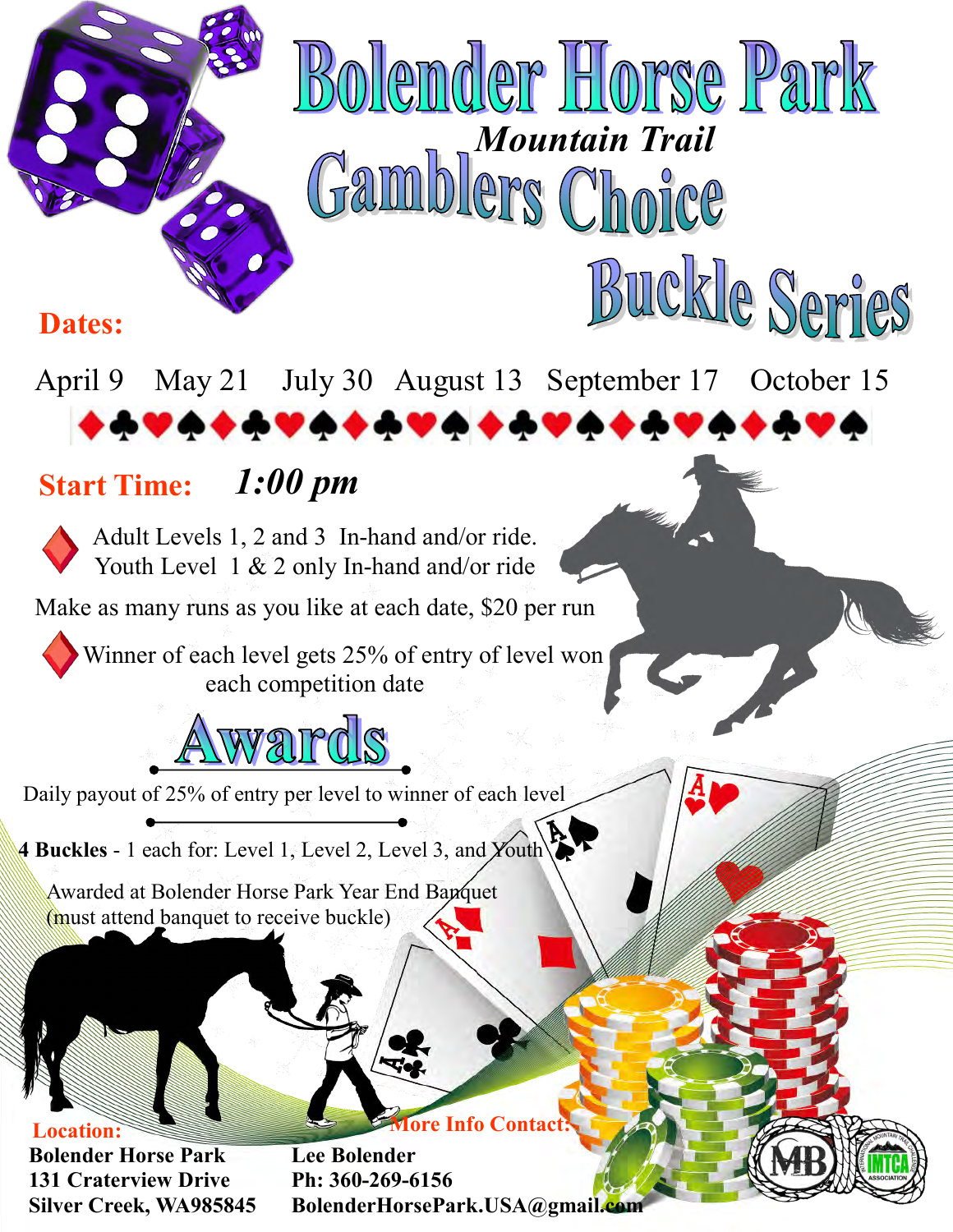# Bolender Horse Park

***Mountain Trail***

# Gamblers Choice

# Buckle Series

**Dates:**

April 9 May 21 July 30 August 13 September 17 October 15

♦♣♥♠♦♣♥♠♦♣♥♠♦♣♥♠♦♣♥♠♦♣♥♠

**Start Time:** ***1:00 pm***

- Adult Levels 1, 2 and 3 In-hand and/or ride.
  Youth Level 1 & 2 only In-hand and/or ride

Make as many runs as you like at each date, $20 per run

- Winner of each level gets 25% of entry of level won each competition date

## Awards

Daily payout of 25% of entry per level to winner of each level

**4 Buckles** - 1 each for: Level 1, Level 2, Level 3, and Youth

Awarded at Bolender Horse Park Year End Banquet
(must attend banquet to receive buckle)

**Location:**
**Bolender Horse Park**
**131 Craterview Drive**
**Silver Creek, WA985845**

**More Info Contact:**
**Lee Bolender**
**Ph: 360-269-6156**
**BolenderHorsePark.USA@gmail.com**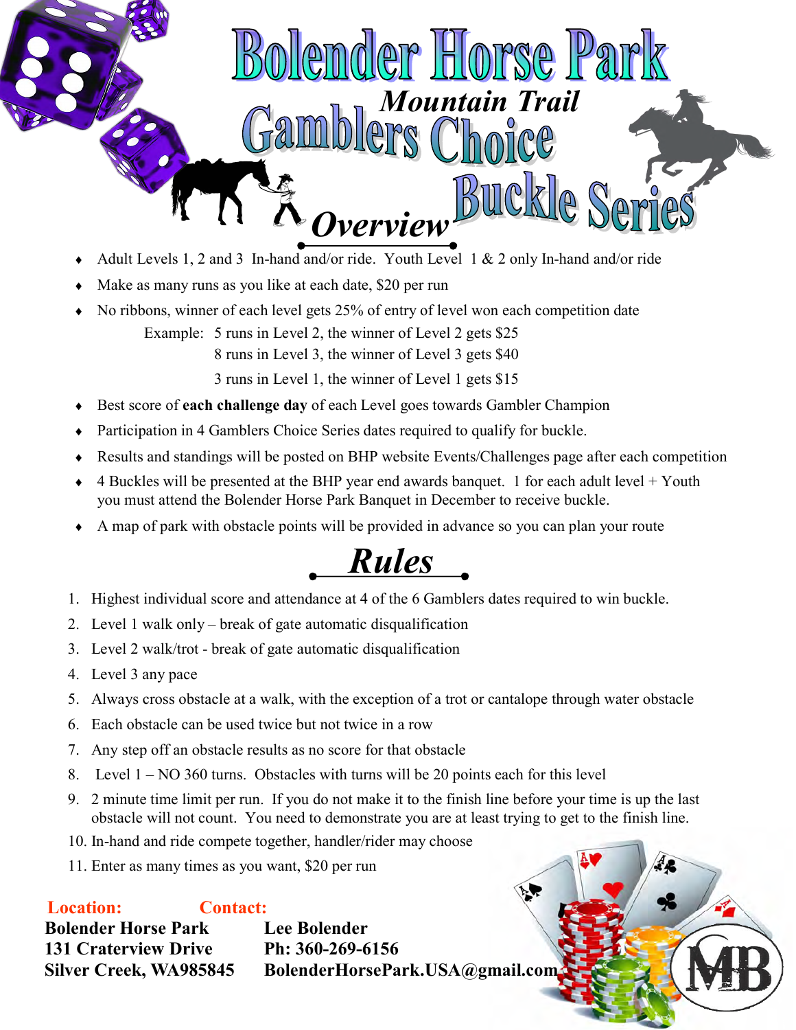# Bolender Horse Park

## *Mountain Trail* Gamblers Choice Buckle Series

## *Overview*

- Adult Levels 1, 2 and 3 In-hand and/or ride. Youth Level 1 & 2 only In-hand and/or ride
- Make as many runs as you like at each date, $20 per run
- No ribbons, winner of each level gets 25% of entry of level won each competition date

  Example: 5 runs in Level 2, the winner of Level 2 gets $25

  8 runs in Level 3, the winner of Level 3 gets $40

  3 runs in Level 1, the winner of Level 1 gets $15
- Best score of **each challenge day** of each Level goes towards Gambler Champion
- Participation in 4 Gamblers Choice Series dates required to qualify for buckle.
- Results and standings will be posted on BHP website Events/Challenges page after each competition
- 4 Buckles will be presented at the BHP year end awards banquet. 1 for each adult level + Youth you must attend the Bolender Horse Park Banquet in December to receive buckle.
- A map of park with obstacle points will be provided in advance so you can plan your route

## *Rules*

1. Highest individual score and attendance at 4 of the 6 Gamblers dates required to win buckle.
2. Level 1 walk only – break of gate automatic disqualification
3. Level 2 walk/trot - break of gate automatic disqualification
4. Level 3 any pace
5. Always cross obstacle at a walk, with the exception of a trot or cantalope through water obstacle
6. Each obstacle can be used twice but not twice in a row
7. Any step off an obstacle results as no score for that obstacle
8. Level 1 – NO 360 turns. Obstacles with turns will be 20 points each for this level
9. 2 minute time limit per run. If you do not make it to the finish line before your time is up the last obstacle will not count. You need to demonstrate you are at least trying to get to the finish line.
10. In-hand and ride compete together, handler/rider may choose
11. Enter as many times as you want, $20 per run

**Location:**
**Bolender Horse Park**
**131 Craterview Drive**
**Silver Creek, WA985845**

**Contact:**
**Lee Bolender**
**Ph: 360-269-6156**
**BolenderHorsePark.USA@gmail.com**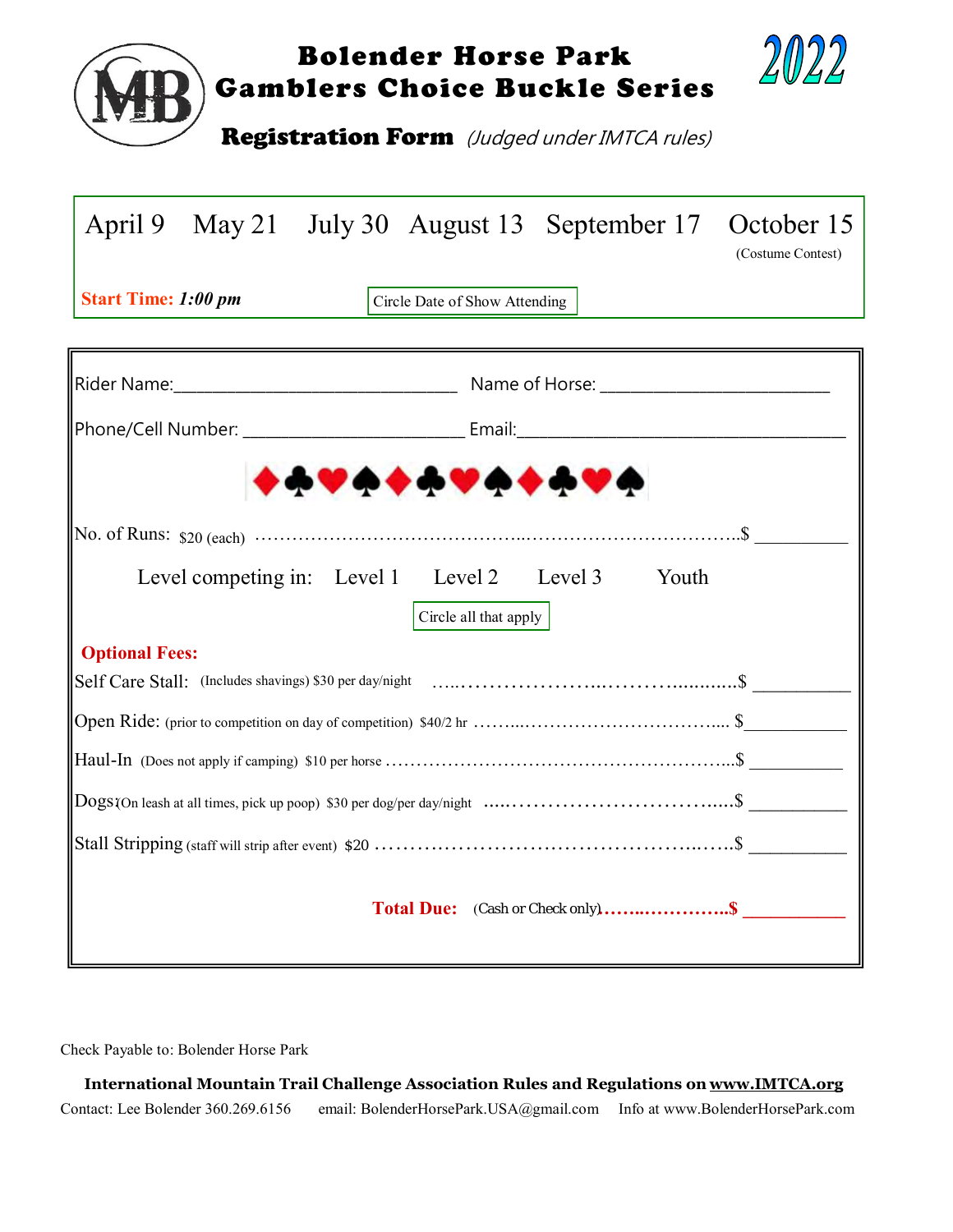# Bolender Horse Park Gamblers Choice Buckle Series

**2022**

## Registration Form *(Judged under IMTCA rules)*

April 9 May 21 July 30 August 13 September 17 October 15 (Costume Contest)

**Start Time:** ***1:00 pm***

Circle Date of Show Attending

Rider Name:________________________________ Name of Horse: __________________________

Phone/Cell Number: _________________________ Email:_____________________________________

♦♣♥♠♦♣♥♠♦♣♥♠

No. of Runs: $20 (each) ………………………………………………………………………..$ __________

Level competing in: Level 1 Level 2 Level 3 Youth

Circle all that apply

**Optional Fees:**

Self Care Stall: (Includes shavings) $30 per day/night …………………………………………..$ __________

Open Ride: (prior to competition on day of competition) $40/2 hr ……………………………………. $__________

Haul-In (Does not apply if camping) $10 per horse ………………………………………………...$ __________

Dogs: (On leash at all times, pick up poop) $30 per dog/per day/night ……………………………......$ __________

Stall Stripping (staff will strip after event) $20 ……………………………………………………..$ __________

**Total Due:** (Cash or Check only)……..………….$ __________

Check Payable to: Bolender Horse Park

**International Mountain Trail Challenge Association Rules and Regulations on www.IMTCA.org**

Contact: Lee Bolender 360.269.6156 email: BolenderHorsePark.USA@gmail.com Info at www.BolenderHorsePark.com